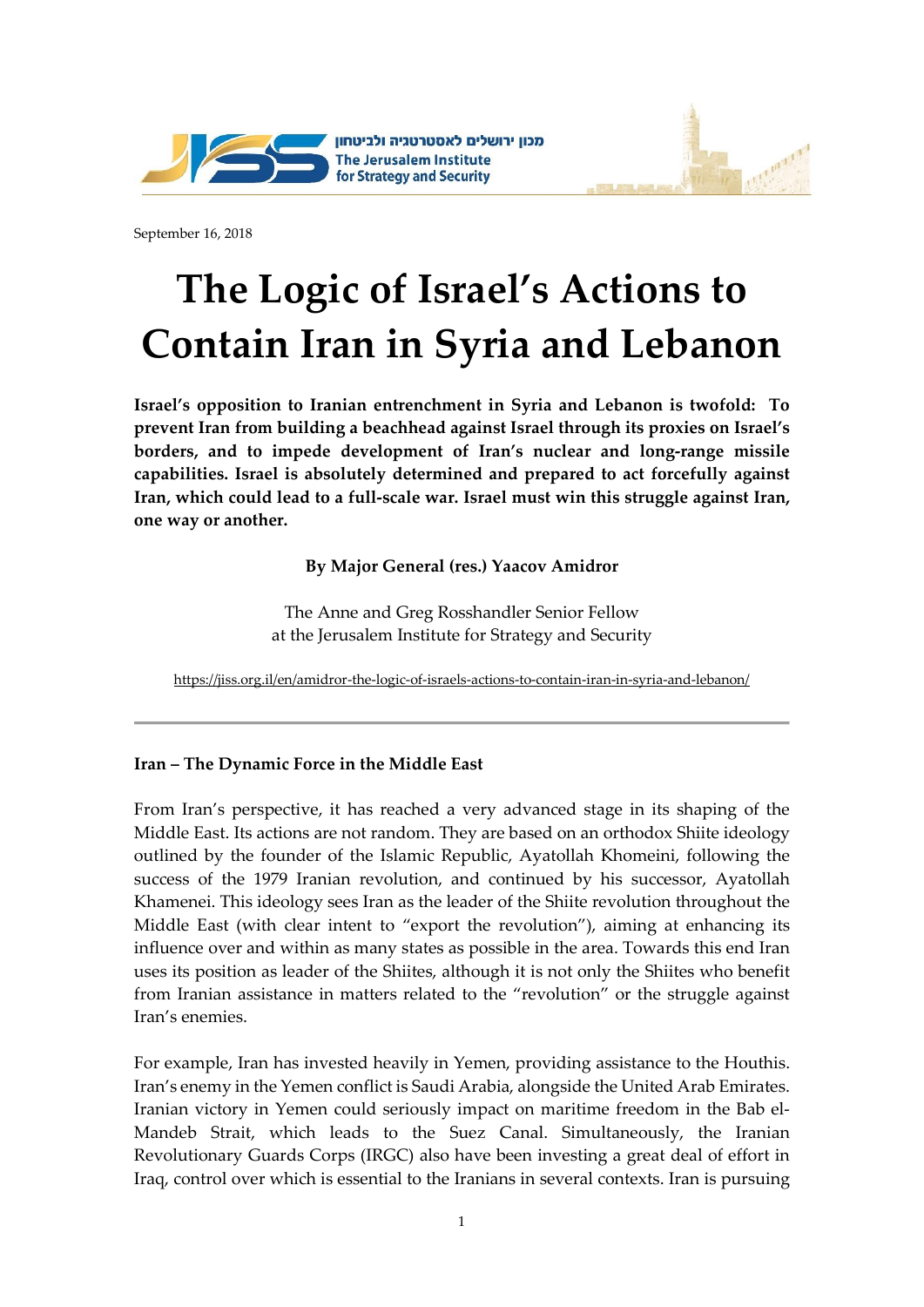September 16, 2018

# The Logic of Israel's Actions to Contain Iran in Syria and Lebanon

**Israel's opposition to Iranian entrenchment in Syria and Lebanon is twofold: To prevent Iran from building a beachhead against Israel through its proxies on Israel's borders, and to impede development of Iran's nuclear and long-range missile capabilities. Israel is absolutely determined and prepared to act forcefully against Iran, which could lead to a full-scale war. Israel must win this struggle against Iran, one way or another.**

**By Major General (res.) Yaacov Amidror**

The Anne and Greg Rosshandler Senior Fellow
at the Jerusalem Institute for Strategy and Security

https://jiss.org.il/en/amidror-the-logic-of-israels-actions-to-contain-iran-in-syria-and-lebanon/

---

### Iran – The Dynamic Force in the Middle East

From Iran's perspective, it has reached a very advanced stage in its shaping of the Middle East. Its actions are not random. They are based on an orthodox Shiite ideology outlined by the founder of the Islamic Republic, Ayatollah Khomeini, following the success of the 1979 Iranian revolution, and continued by his successor, Ayatollah Khamenei. This ideology sees Iran as the leader of the Shiite revolution throughout the Middle East (with clear intent to "export the revolution"), aiming at enhancing its influence over and within as many states as possible in the area. Towards this end Iran uses its position as leader of the Shiites, although it is not only the Shiites who benefit from Iranian assistance in matters related to the "revolution" or the struggle against Iran's enemies.

For example, Iran has invested heavily in Yemen, providing assistance to the Houthis. Iran's enemy in the Yemen conflict is Saudi Arabia, alongside the United Arab Emirates. Iranian victory in Yemen could seriously impact on maritime freedom in the Bab el-Mandeb Strait, which leads to the Suez Canal. Simultaneously, the Iranian Revolutionary Guards Corps (IRGC) also have been investing a great deal of effort in Iraq, control over which is essential to the Iranians in several contexts. Iran is pursuing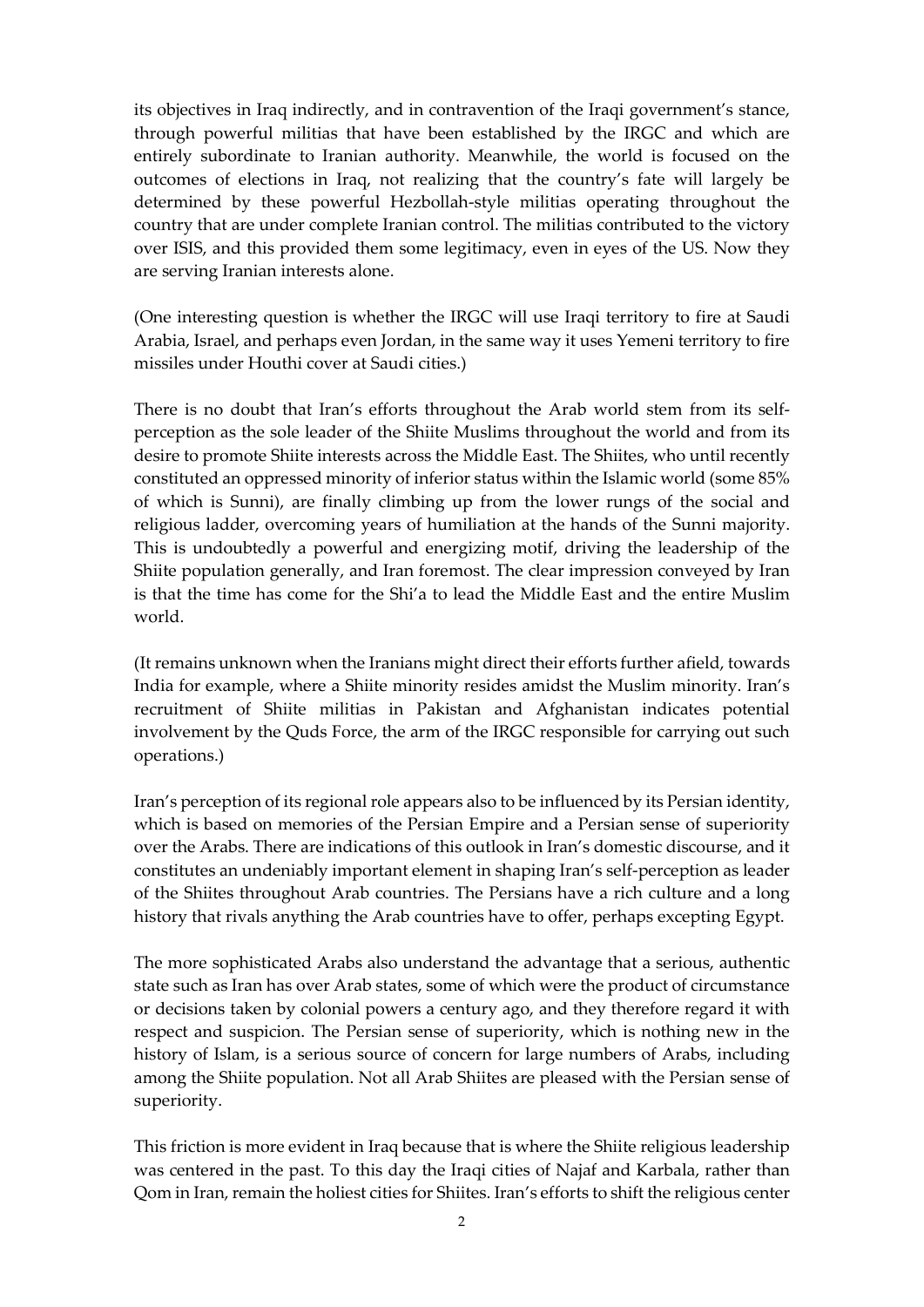its objectives in Iraq indirectly, and in contravention of the Iraqi government's stance, through powerful militias that have been established by the IRGC and which are entirely subordinate to Iranian authority. Meanwhile, the world is focused on the outcomes of elections in Iraq, not realizing that the country's fate will largely be determined by these powerful Hezbollah-style militias operating throughout the country that are under complete Iranian control. The militias contributed to the victory over ISIS, and this provided them some legitimacy, even in eyes of the US. Now they are serving Iranian interests alone.

(One interesting question is whether the IRGC will use Iraqi territory to fire at Saudi Arabia, Israel, and perhaps even Jordan, in the same way it uses Yemeni territory to fire missiles under Houthi cover at Saudi cities.)

There is no doubt that Iran's efforts throughout the Arab world stem from its self-perception as the sole leader of the Shiite Muslims throughout the world and from its desire to promote Shiite interests across the Middle East. The Shiites, who until recently constituted an oppressed minority of inferior status within the Islamic world (some 85% of which is Sunni), are finally climbing up from the lower rungs of the social and religious ladder, overcoming years of humiliation at the hands of the Sunni majority. This is undoubtedly a powerful and energizing motif, driving the leadership of the Shiite population generally, and Iran foremost. The clear impression conveyed by Iran is that the time has come for the Shi'a to lead the Middle East and the entire Muslim world.

(It remains unknown when the Iranians might direct their efforts further afield, towards India for example, where a Shiite minority resides amidst the Muslim minority. Iran's recruitment of Shiite militias in Pakistan and Afghanistan indicates potential involvement by the Quds Force, the arm of the IRGC responsible for carrying out such operations.)

Iran's perception of its regional role appears also to be influenced by its Persian identity, which is based on memories of the Persian Empire and a Persian sense of superiority over the Arabs. There are indications of this outlook in Iran's domestic discourse, and it constitutes an undeniably important element in shaping Iran's self-perception as leader of the Shiites throughout Arab countries. The Persians have a rich culture and a long history that rivals anything the Arab countries have to offer, perhaps excepting Egypt.

The more sophisticated Arabs also understand the advantage that a serious, authentic state such as Iran has over Arab states, some of which were the product of circumstance or decisions taken by colonial powers a century ago, and they therefore regard it with respect and suspicion. The Persian sense of superiority, which is nothing new in the history of Islam, is a serious source of concern for large numbers of Arabs, including among the Shiite population. Not all Arab Shiites are pleased with the Persian sense of superiority.

This friction is more evident in Iraq because that is where the Shiite religious leadership was centered in the past. To this day the Iraqi cities of Najaf and Karbala, rather than Qom in Iran, remain the holiest cities for Shiites. Iran's efforts to shift the religious center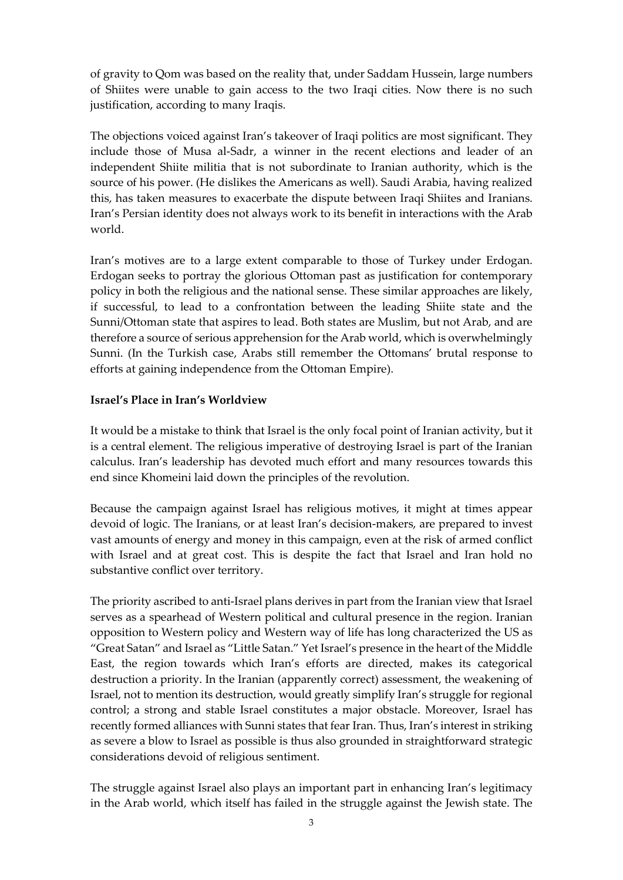of gravity to Qom was based on the reality that, under Saddam Hussein, large numbers of Shiites were unable to gain access to the two Iraqi cities. Now there is no such justification, according to many Iraqis.

The objections voiced against Iran's takeover of Iraqi politics are most significant. They include those of Musa al-Sadr, a winner in the recent elections and leader of an independent Shiite militia that is not subordinate to Iranian authority, which is the source of his power. (He dislikes the Americans as well). Saudi Arabia, having realized this, has taken measures to exacerbate the dispute between Iraqi Shiites and Iranians. Iran's Persian identity does not always work to its benefit in interactions with the Arab world.

Iran's motives are to a large extent comparable to those of Turkey under Erdogan. Erdogan seeks to portray the glorious Ottoman past as justification for contemporary policy in both the religious and the national sense. These similar approaches are likely, if successful, to lead to a confrontation between the leading Shiite state and the Sunni/Ottoman state that aspires to lead. Both states are Muslim, but not Arab, and are therefore a source of serious apprehension for the Arab world, which is overwhelmingly Sunni. (In the Turkish case, Arabs still remember the Ottomans' brutal response to efforts at gaining independence from the Ottoman Empire).

**Israel's Place in Iran's Worldview**

It would be a mistake to think that Israel is the only focal point of Iranian activity, but it is a central element. The religious imperative of destroying Israel is part of the Iranian calculus. Iran's leadership has devoted much effort and many resources towards this end since Khomeini laid down the principles of the revolution.

Because the campaign against Israel has religious motives, it might at times appear devoid of logic. The Iranians, or at least Iran's decision-makers, are prepared to invest vast amounts of energy and money in this campaign, even at the risk of armed conflict with Israel and at great cost. This is despite the fact that Israel and Iran hold no substantive conflict over territory.

The priority ascribed to anti-Israel plans derives in part from the Iranian view that Israel serves as a spearhead of Western political and cultural presence in the region. Iranian opposition to Western policy and Western way of life has long characterized the US as "Great Satan" and Israel as "Little Satan." Yet Israel's presence in the heart of the Middle East, the region towards which Iran's efforts are directed, makes its categorical destruction a priority. In the Iranian (apparently correct) assessment, the weakening of Israel, not to mention its destruction, would greatly simplify Iran's struggle for regional control; a strong and stable Israel constitutes a major obstacle. Moreover, Israel has recently formed alliances with Sunni states that fear Iran. Thus, Iran's interest in striking as severe a blow to Israel as possible is thus also grounded in straightforward strategic considerations devoid of religious sentiment.

The struggle against Israel also plays an important part in enhancing Iran's legitimacy in the Arab world, which itself has failed in the struggle against the Jewish state. The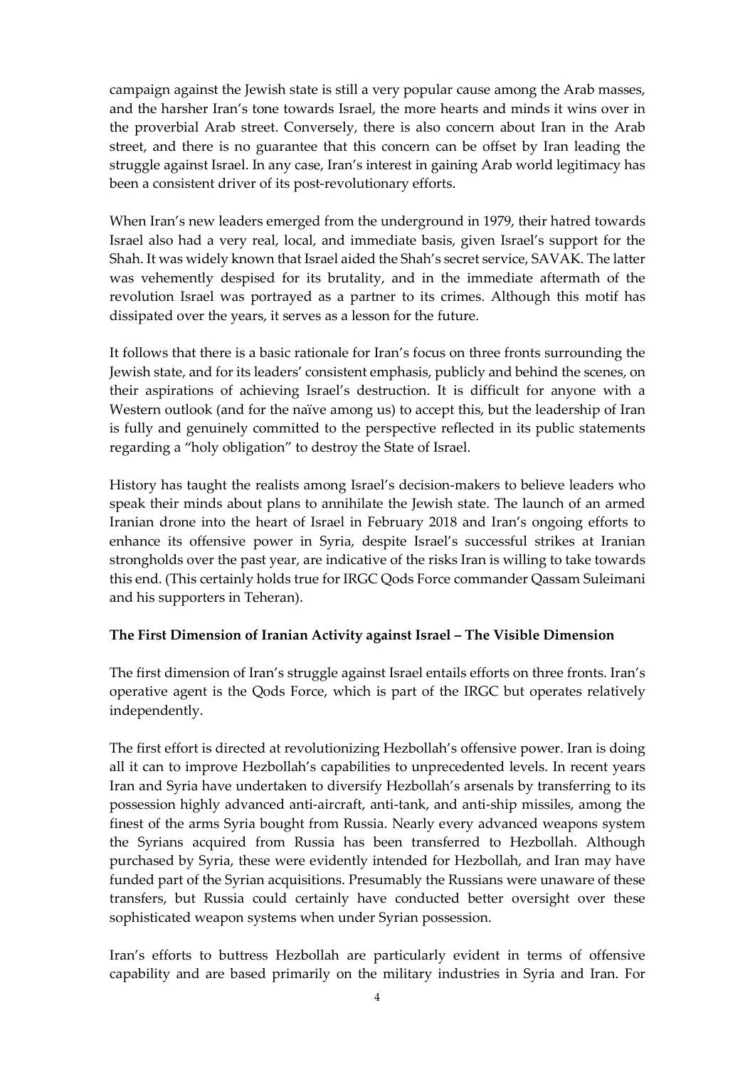campaign against the Jewish state is still a very popular cause among the Arab masses, and the harsher Iran's tone towards Israel, the more hearts and minds it wins over in the proverbial Arab street. Conversely, there is also concern about Iran in the Arab street, and there is no guarantee that this concern can be offset by Iran leading the struggle against Israel. In any case, Iran's interest in gaining Arab world legitimacy has been a consistent driver of its post-revolutionary efforts.

When Iran's new leaders emerged from the underground in 1979, their hatred towards Israel also had a very real, local, and immediate basis, given Israel's support for the Shah. It was widely known that Israel aided the Shah's secret service, SAVAK. The latter was vehemently despised for its brutality, and in the immediate aftermath of the revolution Israel was portrayed as a partner to its crimes. Although this motif has dissipated over the years, it serves as a lesson for the future.

It follows that there is a basic rationale for Iran's focus on three fronts surrounding the Jewish state, and for its leaders' consistent emphasis, publicly and behind the scenes, on their aspirations of achieving Israel's destruction. It is difficult for anyone with a Western outlook (and for the naïve among us) to accept this, but the leadership of Iran is fully and genuinely committed to the perspective reflected in its public statements regarding a "holy obligation" to destroy the State of Israel.

History has taught the realists among Israel's decision-makers to believe leaders who speak their minds about plans to annihilate the Jewish state. The launch of an armed Iranian drone into the heart of Israel in February 2018 and Iran's ongoing efforts to enhance its offensive power in Syria, despite Israel's successful strikes at Iranian strongholds over the past year, are indicative of the risks Iran is willing to take towards this end. (This certainly holds true for IRGC Qods Force commander Qassam Suleimani and his supporters in Teheran).

**The First Dimension of Iranian Activity against Israel – The Visible Dimension**

The first dimension of Iran's struggle against Israel entails efforts on three fronts. Iran's operative agent is the Qods Force, which is part of the IRGC but operates relatively independently.

The first effort is directed at revolutionizing Hezbollah's offensive power. Iran is doing all it can to improve Hezbollah's capabilities to unprecedented levels. In recent years Iran and Syria have undertaken to diversify Hezbollah's arsenals by transferring to its possession highly advanced anti-aircraft, anti-tank, and anti-ship missiles, among the finest of the arms Syria bought from Russia. Nearly every advanced weapons system the Syrians acquired from Russia has been transferred to Hezbollah. Although purchased by Syria, these were evidently intended for Hezbollah, and Iran may have funded part of the Syrian acquisitions. Presumably the Russians were unaware of these transfers, but Russia could certainly have conducted better oversight over these sophisticated weapon systems when under Syrian possession.

Iran's efforts to buttress Hezbollah are particularly evident in terms of offensive capability and are based primarily on the military industries in Syria and Iran. For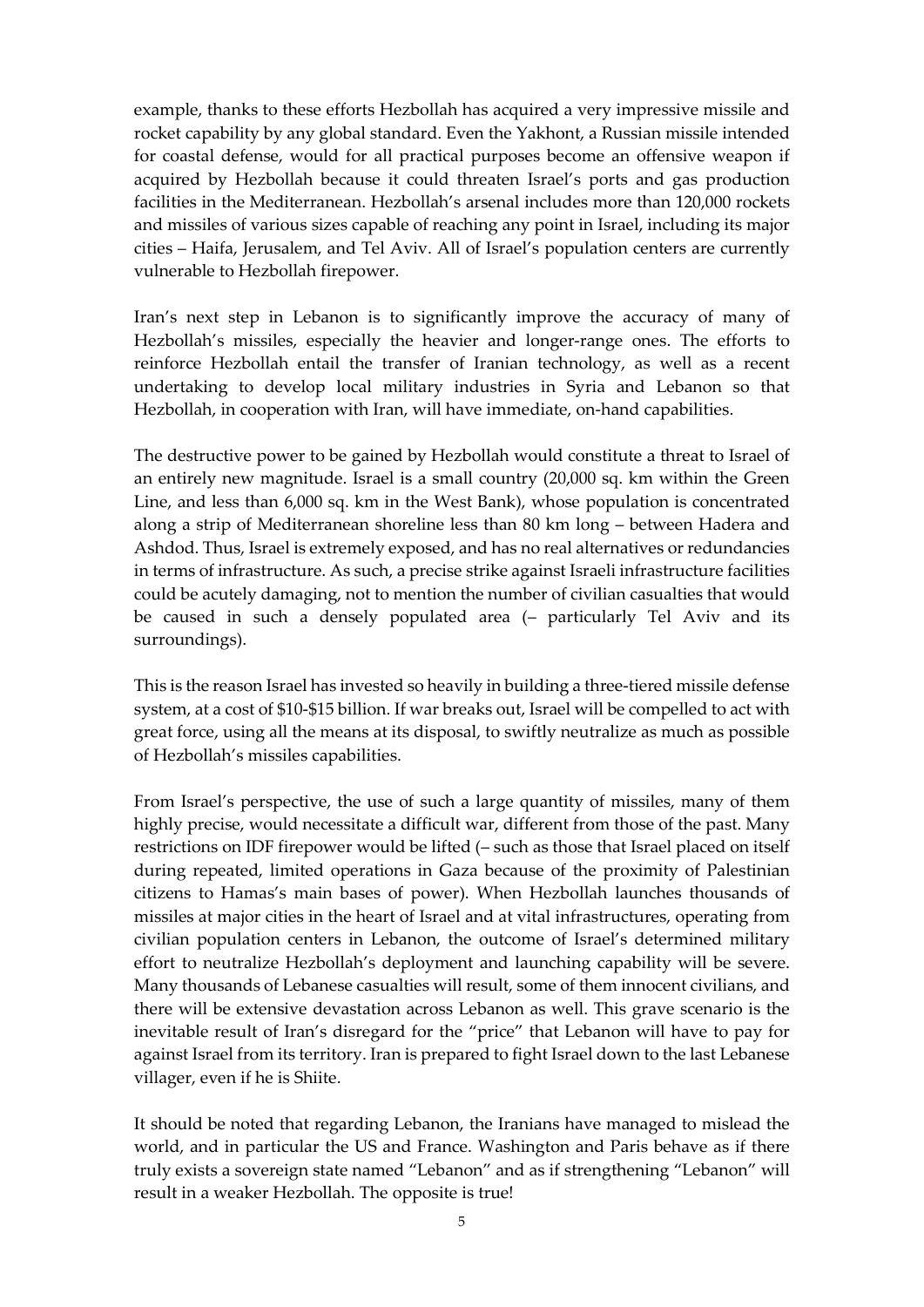example, thanks to these efforts Hezbollah has acquired a very impressive missile and rocket capability by any global standard. Even the Yakhont, a Russian missile intended for coastal defense, would for all practical purposes become an offensive weapon if acquired by Hezbollah because it could threaten Israel's ports and gas production facilities in the Mediterranean. Hezbollah's arsenal includes more than 120,000 rockets and missiles of various sizes capable of reaching any point in Israel, including its major cities – Haifa, Jerusalem, and Tel Aviv. All of Israel's population centers are currently vulnerable to Hezbollah firepower.

Iran's next step in Lebanon is to significantly improve the accuracy of many of Hezbollah's missiles, especially the heavier and longer-range ones. The efforts to reinforce Hezbollah entail the transfer of Iranian technology, as well as a recent undertaking to develop local military industries in Syria and Lebanon so that Hezbollah, in cooperation with Iran, will have immediate, on-hand capabilities.

The destructive power to be gained by Hezbollah would constitute a threat to Israel of an entirely new magnitude. Israel is a small country (20,000 sq. km within the Green Line, and less than 6,000 sq. km in the West Bank), whose population is concentrated along a strip of Mediterranean shoreline less than 80 km long – between Hadera and Ashdod. Thus, Israel is extremely exposed, and has no real alternatives or redundancies in terms of infrastructure. As such, a precise strike against Israeli infrastructure facilities could be acutely damaging, not to mention the number of civilian casualties that would be caused in such a densely populated area (– particularly Tel Aviv and its surroundings).

This is the reason Israel has invested so heavily in building a three-tiered missile defense system, at a cost of $10-$15 billion. If war breaks out, Israel will be compelled to act with great force, using all the means at its disposal, to swiftly neutralize as much as possible of Hezbollah's missiles capabilities.

From Israel's perspective, the use of such a large quantity of missiles, many of them highly precise, would necessitate a difficult war, different from those of the past. Many restrictions on IDF firepower would be lifted (– such as those that Israel placed on itself during repeated, limited operations in Gaza because of the proximity of Palestinian citizens to Hamas's main bases of power). When Hezbollah launches thousands of missiles at major cities in the heart of Israel and at vital infrastructures, operating from civilian population centers in Lebanon, the outcome of Israel's determined military effort to neutralize Hezbollah's deployment and launching capability will be severe. Many thousands of Lebanese casualties will result, some of them innocent civilians, and there will be extensive devastation across Lebanon as well. This grave scenario is the inevitable result of Iran's disregard for the "price" that Lebanon will have to pay for against Israel from its territory. Iran is prepared to fight Israel down to the last Lebanese villager, even if he is Shiite.

It should be noted that regarding Lebanon, the Iranians have managed to mislead the world, and in particular the US and France. Washington and Paris behave as if there truly exists a sovereign state named "Lebanon" and as if strengthening "Lebanon" will result in a weaker Hezbollah. The opposite is true!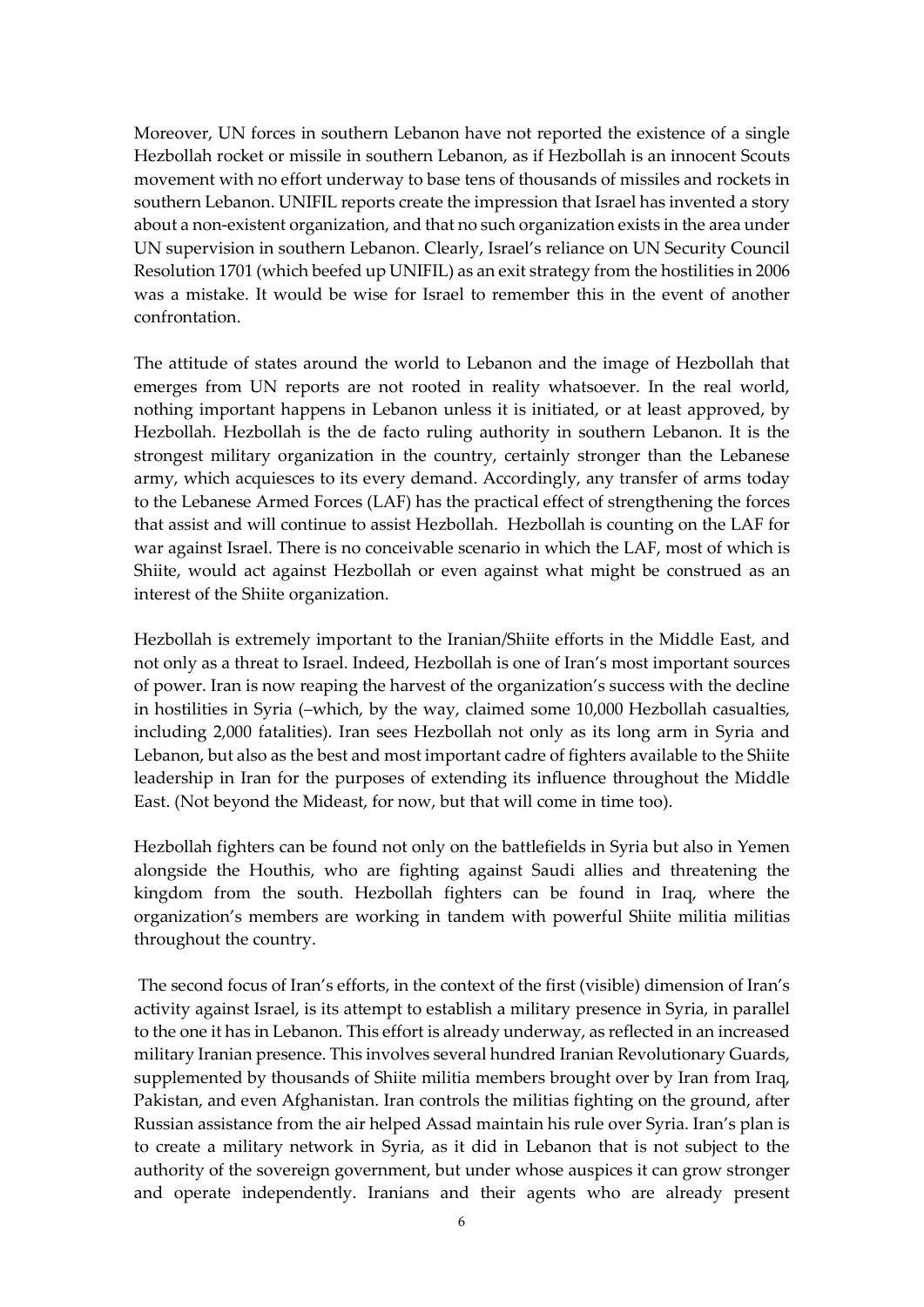Moreover, UN forces in southern Lebanon have not reported the existence of a single Hezbollah rocket or missile in southern Lebanon, as if Hezbollah is an innocent Scouts movement with no effort underway to base tens of thousands of missiles and rockets in southern Lebanon. UNIFIL reports create the impression that Israel has invented a story about a non-existent organization, and that no such organization exists in the area under UN supervision in southern Lebanon. Clearly, Israel's reliance on UN Security Council Resolution 1701 (which beefed up UNIFIL) as an exit strategy from the hostilities in 2006 was a mistake. It would be wise for Israel to remember this in the event of another confrontation.

The attitude of states around the world to Lebanon and the image of Hezbollah that emerges from UN reports are not rooted in reality whatsoever. In the real world, nothing important happens in Lebanon unless it is initiated, or at least approved, by Hezbollah. Hezbollah is the de facto ruling authority in southern Lebanon. It is the strongest military organization in the country, certainly stronger than the Lebanese army, which acquiesces to its every demand. Accordingly, any transfer of arms today to the Lebanese Armed Forces (LAF) has the practical effect of strengthening the forces that assist and will continue to assist Hezbollah. Hezbollah is counting on the LAF for war against Israel. There is no conceivable scenario in which the LAF, most of which is Shiite, would act against Hezbollah or even against what might be construed as an interest of the Shiite organization.

Hezbollah is extremely important to the Iranian/Shiite efforts in the Middle East, and not only as a threat to Israel. Indeed, Hezbollah is one of Iran's most important sources of power. Iran is now reaping the harvest of the organization's success with the decline in hostilities in Syria (–which, by the way, claimed some 10,000 Hezbollah casualties, including 2,000 fatalities). Iran sees Hezbollah not only as its long arm in Syria and Lebanon, but also as the best and most important cadre of fighters available to the Shiite leadership in Iran for the purposes of extending its influence throughout the Middle East. (Not beyond the Mideast, for now, but that will come in time too).

Hezbollah fighters can be found not only on the battlefields in Syria but also in Yemen alongside the Houthis, who are fighting against Saudi allies and threatening the kingdom from the south. Hezbollah fighters can be found in Iraq, where the organization's members are working in tandem with powerful Shiite militia militias throughout the country.

The second focus of Iran's efforts, in the context of the first (visible) dimension of Iran's activity against Israel, is its attempt to establish a military presence in Syria, in parallel to the one it has in Lebanon. This effort is already underway, as reflected in an increased military Iranian presence. This involves several hundred Iranian Revolutionary Guards, supplemented by thousands of Shiite militia members brought over by Iran from Iraq, Pakistan, and even Afghanistan. Iran controls the militias fighting on the ground, after Russian assistance from the air helped Assad maintain his rule over Syria. Iran's plan is to create a military network in Syria, as it did in Lebanon that is not subject to the authority of the sovereign government, but under whose auspices it can grow stronger and operate independently. Iranians and their agents who are already present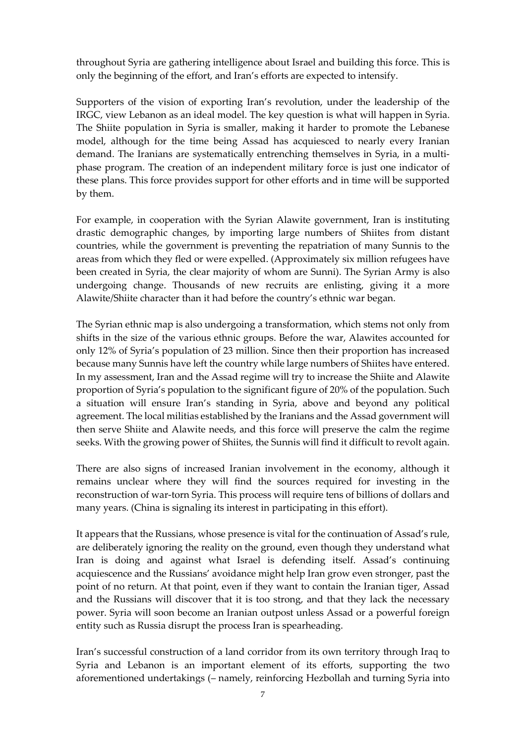throughout Syria are gathering intelligence about Israel and building this force. This is only the beginning of the effort, and Iran's efforts are expected to intensify.

Supporters of the vision of exporting Iran's revolution, under the leadership of the IRGC, view Lebanon as an ideal model. The key question is what will happen in Syria. The Shiite population in Syria is smaller, making it harder to promote the Lebanese model, although for the time being Assad has acquiesced to nearly every Iranian demand. The Iranians are systematically entrenching themselves in Syria, in a multi-phase program. The creation of an independent military force is just one indicator of these plans. This force provides support for other efforts and in time will be supported by them.

For example, in cooperation with the Syrian Alawite government, Iran is instituting drastic demographic changes, by importing large numbers of Shiites from distant countries, while the government is preventing the repatriation of many Sunnis to the areas from which they fled or were expelled. (Approximately six million refugees have been created in Syria, the clear majority of whom are Sunni). The Syrian Army is also undergoing change. Thousands of new recruits are enlisting, giving it a more Alawite/Shiite character than it had before the country's ethnic war began.

The Syrian ethnic map is also undergoing a transformation, which stems not only from shifts in the size of the various ethnic groups. Before the war, Alawites accounted for only 12% of Syria's population of 23 million. Since then their proportion has increased because many Sunnis have left the country while large numbers of Shiites have entered. In my assessment, Iran and the Assad regime will try to increase the Shiite and Alawite proportion of Syria's population to the significant figure of 20% of the population. Such a situation will ensure Iran's standing in Syria, above and beyond any political agreement. The local militias established by the Iranians and the Assad government will then serve Shiite and Alawite needs, and this force will preserve the calm the regime seeks. With the growing power of Shiites, the Sunnis will find it difficult to revolt again.

There are also signs of increased Iranian involvement in the economy, although it remains unclear where they will find the sources required for investing in the reconstruction of war-torn Syria. This process will require tens of billions of dollars and many years. (China is signaling its interest in participating in this effort).

It appears that the Russians, whose presence is vital for the continuation of Assad's rule, are deliberately ignoring the reality on the ground, even though they understand what Iran is doing and against what Israel is defending itself. Assad's continuing acquiescence and the Russians' avoidance might help Iran grow even stronger, past the point of no return. At that point, even if they want to contain the Iranian tiger, Assad and the Russians will discover that it is too strong, and that they lack the necessary power. Syria will soon become an Iranian outpost unless Assad or a powerful foreign entity such as Russia disrupt the process Iran is spearheading.

Iran's successful construction of a land corridor from its own territory through Iraq to Syria and Lebanon is an important element of its efforts, supporting the two aforementioned undertakings (– namely, reinforcing Hezbollah and turning Syria into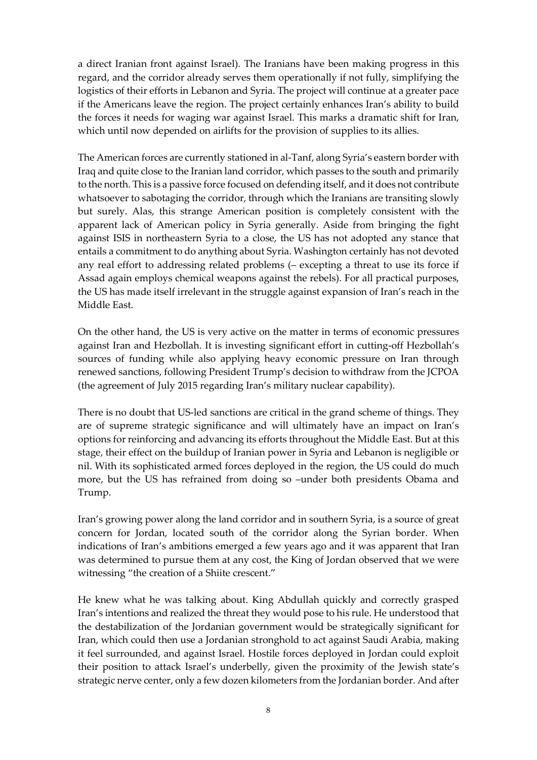a direct Iranian front against Israel). The Iranians have been making progress in this regard, and the corridor already serves them operationally if not fully, simplifying the logistics of their efforts in Lebanon and Syria. The project will continue at a greater pace if the Americans leave the region. The project certainly enhances Iran's ability to build the forces it needs for waging war against Israel. This marks a dramatic shift for Iran, which until now depended on airlifts for the provision of supplies to its allies.

The American forces are currently stationed in al-Tanf, along Syria's eastern border with Iraq and quite close to the Iranian land corridor, which passes to the south and primarily to the north. This is a passive force focused on defending itself, and it does not contribute whatsoever to sabotaging the corridor, through which the Iranians are transiting slowly but surely. Alas, this strange American position is completely consistent with the apparent lack of American policy in Syria generally. Aside from bringing the fight against ISIS in northeastern Syria to a close, the US has not adopted any stance that entails a commitment to do anything about Syria. Washington certainly has not devoted any real effort to addressing related problems (– excepting a threat to use its force if Assad again employs chemical weapons against the rebels). For all practical purposes, the US has made itself irrelevant in the struggle against expansion of Iran's reach in the Middle East.

On the other hand, the US is very active on the matter in terms of economic pressures against Iran and Hezbollah. It is investing significant effort in cutting-off Hezbollah's sources of funding while also applying heavy economic pressure on Iran through renewed sanctions, following President Trump's decision to withdraw from the JCPOA (the agreement of July 2015 regarding Iran's military nuclear capability).

There is no doubt that US-led sanctions are critical in the grand scheme of things. They are of supreme strategic significance and will ultimately have an impact on Iran's options for reinforcing and advancing its efforts throughout the Middle East. But at this stage, their effect on the buildup of Iranian power in Syria and Lebanon is negligible or nil. With its sophisticated armed forces deployed in the region, the US could do much more, but the US has refrained from doing so –under both presidents Obama and Trump.

Iran's growing power along the land corridor and in southern Syria, is a source of great concern for Jordan, located south of the corridor along the Syrian border. When indications of Iran's ambitions emerged a few years ago and it was apparent that Iran was determined to pursue them at any cost, the King of Jordan observed that we were witnessing "the creation of a Shiite crescent."

He knew what he was talking about. King Abdullah quickly and correctly grasped Iran's intentions and realized the threat they would pose to his rule. He understood that the destabilization of the Jordanian government would be strategically significant for Iran, which could then use a Jordanian stronghold to act against Saudi Arabia, making it feel surrounded, and against Israel. Hostile forces deployed in Jordan could exploit their position to attack Israel's underbelly, given the proximity of the Jewish state's strategic nerve center, only a few dozen kilometers from the Jordanian border. And after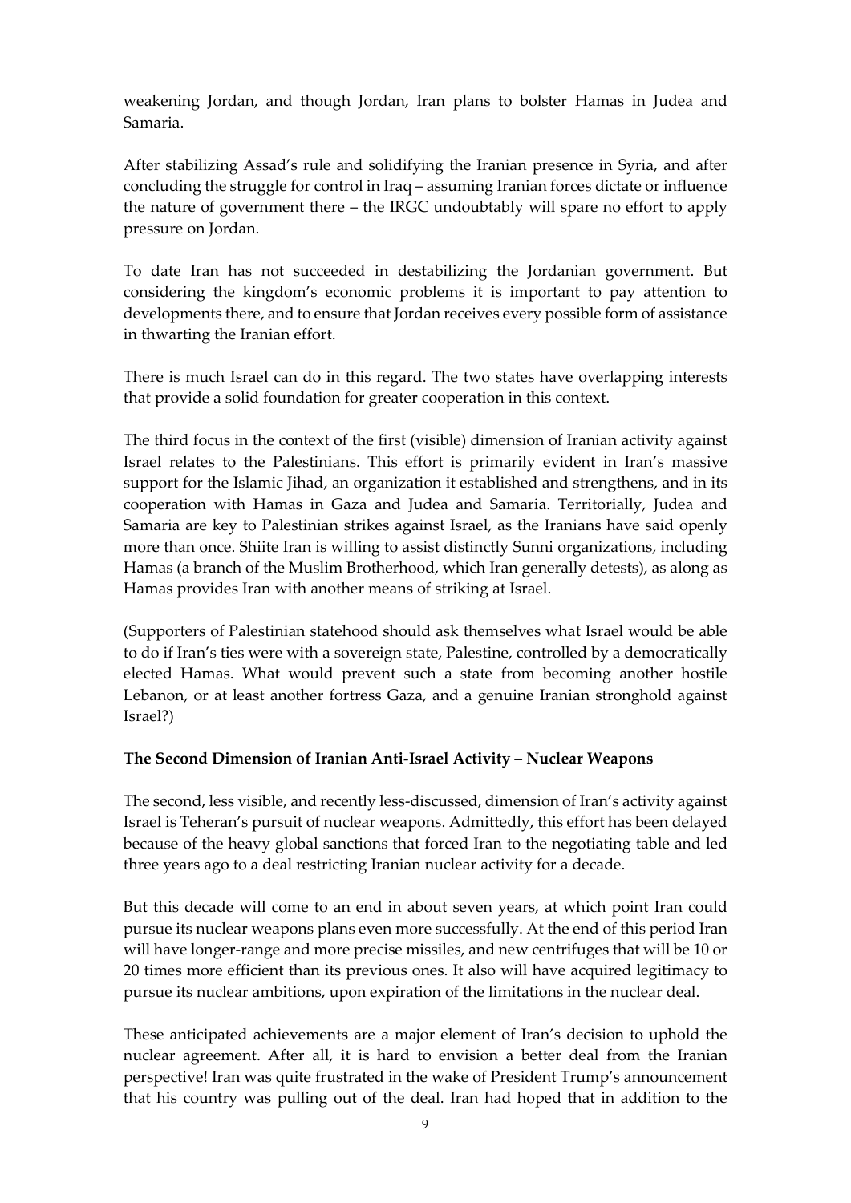weakening Jordan, and though Jordan, Iran plans to bolster Hamas in Judea and Samaria.

After stabilizing Assad's rule and solidifying the Iranian presence in Syria, and after concluding the struggle for control in Iraq – assuming Iranian forces dictate or influence the nature of government there – the IRGC undoubtably will spare no effort to apply pressure on Jordan.

To date Iran has not succeeded in destabilizing the Jordanian government. But considering the kingdom's economic problems it is important to pay attention to developments there, and to ensure that Jordan receives every possible form of assistance in thwarting the Iranian effort.

There is much Israel can do in this regard. The two states have overlapping interests that provide a solid foundation for greater cooperation in this context.

The third focus in the context of the first (visible) dimension of Iranian activity against Israel relates to the Palestinians. This effort is primarily evident in Iran's massive support for the Islamic Jihad, an organization it established and strengthens, and in its cooperation with Hamas in Gaza and Judea and Samaria. Territorially, Judea and Samaria are key to Palestinian strikes against Israel, as the Iranians have said openly more than once. Shiite Iran is willing to assist distinctly Sunni organizations, including Hamas (a branch of the Muslim Brotherhood, which Iran generally detests), as along as Hamas provides Iran with another means of striking at Israel.

(Supporters of Palestinian statehood should ask themselves what Israel would be able to do if Iran's ties were with a sovereign state, Palestine, controlled by a democratically elected Hamas. What would prevent such a state from becoming another hostile Lebanon, or at least another fortress Gaza, and a genuine Iranian stronghold against Israel?)

**The Second Dimension of Iranian Anti-Israel Activity – Nuclear Weapons**

The second, less visible, and recently less-discussed, dimension of Iran's activity against Israel is Teheran's pursuit of nuclear weapons. Admittedly, this effort has been delayed because of the heavy global sanctions that forced Iran to the negotiating table and led three years ago to a deal restricting Iranian nuclear activity for a decade.

But this decade will come to an end in about seven years, at which point Iran could pursue its nuclear weapons plans even more successfully. At the end of this period Iran will have longer-range and more precise missiles, and new centrifuges that will be 10 or 20 times more efficient than its previous ones. It also will have acquired legitimacy to pursue its nuclear ambitions, upon expiration of the limitations in the nuclear deal.

These anticipated achievements are a major element of Iran's decision to uphold the nuclear agreement. After all, it is hard to envision a better deal from the Iranian perspective! Iran was quite frustrated in the wake of President Trump's announcement that his country was pulling out of the deal. Iran had hoped that in addition to the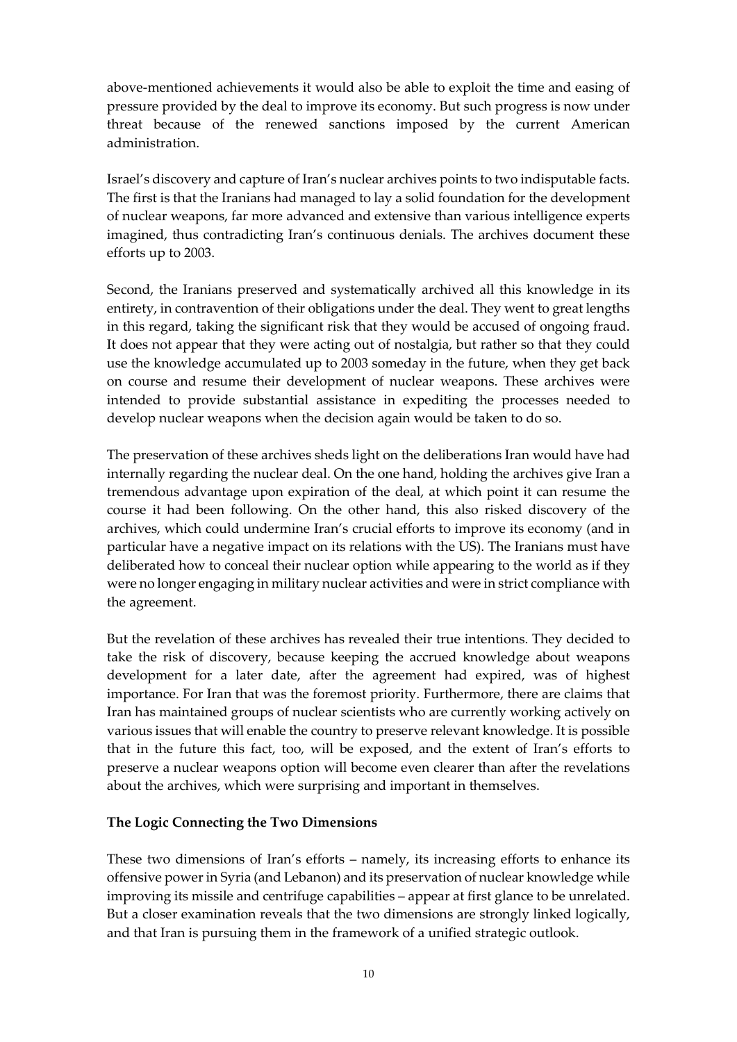above-mentioned achievements it would also be able to exploit the time and easing of pressure provided by the deal to improve its economy. But such progress is now under threat because of the renewed sanctions imposed by the current American administration.

Israel's discovery and capture of Iran's nuclear archives points to two indisputable facts. The first is that the Iranians had managed to lay a solid foundation for the development of nuclear weapons, far more advanced and extensive than various intelligence experts imagined, thus contradicting Iran's continuous denials. The archives document these efforts up to 2003.

Second, the Iranians preserved and systematically archived all this knowledge in its entirety, in contravention of their obligations under the deal. They went to great lengths in this regard, taking the significant risk that they would be accused of ongoing fraud. It does not appear that they were acting out of nostalgia, but rather so that they could use the knowledge accumulated up to 2003 someday in the future, when they get back on course and resume their development of nuclear weapons. These archives were intended to provide substantial assistance in expediting the processes needed to develop nuclear weapons when the decision again would be taken to do so.

The preservation of these archives sheds light on the deliberations Iran would have had internally regarding the nuclear deal. On the one hand, holding the archives give Iran a tremendous advantage upon expiration of the deal, at which point it can resume the course it had been following. On the other hand, this also risked discovery of the archives, which could undermine Iran's crucial efforts to improve its economy (and in particular have a negative impact on its relations with the US). The Iranians must have deliberated how to conceal their nuclear option while appearing to the world as if they were no longer engaging in military nuclear activities and were in strict compliance with the agreement.

But the revelation of these archives has revealed their true intentions. They decided to take the risk of discovery, because keeping the accrued knowledge about weapons development for a later date, after the agreement had expired, was of highest importance. For Iran that was the foremost priority. Furthermore, there are claims that Iran has maintained groups of nuclear scientists who are currently working actively on various issues that will enable the country to preserve relevant knowledge. It is possible that in the future this fact, too, will be exposed, and the extent of Iran's efforts to preserve a nuclear weapons option will become even clearer than after the revelations about the archives, which were surprising and important in themselves.

**The Logic Connecting the Two Dimensions**

These two dimensions of Iran's efforts – namely, its increasing efforts to enhance its offensive power in Syria (and Lebanon) and its preservation of nuclear knowledge while improving its missile and centrifuge capabilities – appear at first glance to be unrelated. But a closer examination reveals that the two dimensions are strongly linked logically, and that Iran is pursuing them in the framework of a unified strategic outlook.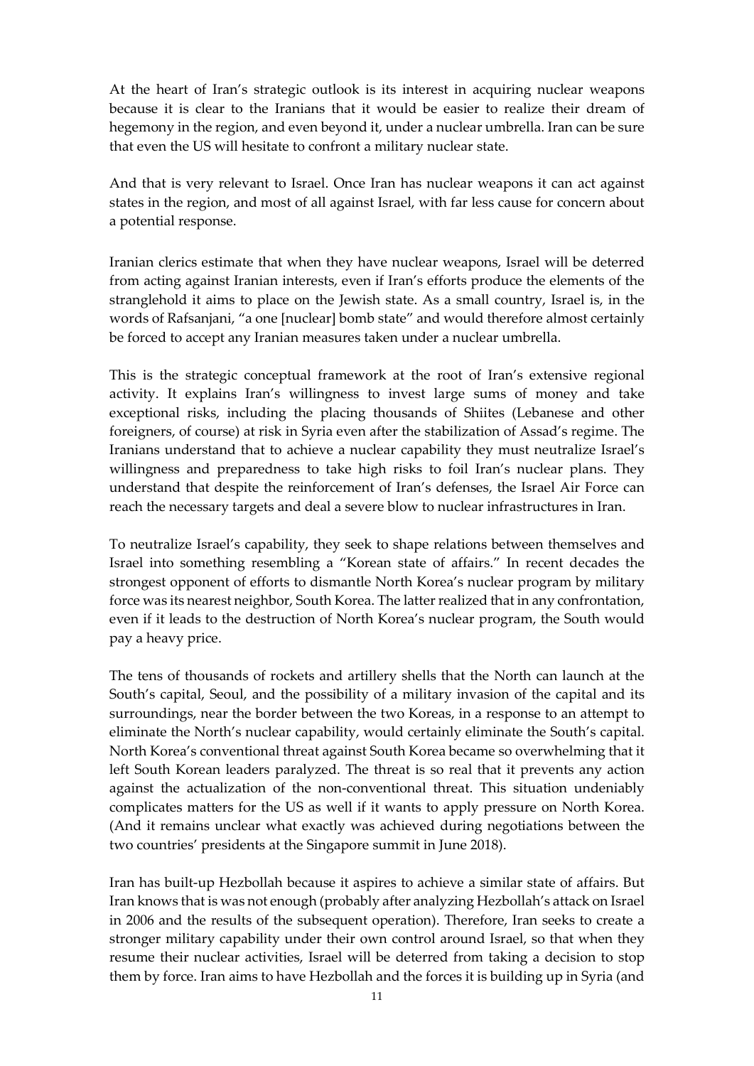At the heart of Iran's strategic outlook is its interest in acquiring nuclear weapons because it is clear to the Iranians that it would be easier to realize their dream of hegemony in the region, and even beyond it, under a nuclear umbrella. Iran can be sure that even the US will hesitate to confront a military nuclear state.

And that is very relevant to Israel. Once Iran has nuclear weapons it can act against states in the region, and most of all against Israel, with far less cause for concern about a potential response.

Iranian clerics estimate that when they have nuclear weapons, Israel will be deterred from acting against Iranian interests, even if Iran's efforts produce the elements of the stranglehold it aims to place on the Jewish state. As a small country, Israel is, in the words of Rafsanjani, "a one [nuclear] bomb state" and would therefore almost certainly be forced to accept any Iranian measures taken under a nuclear umbrella.

This is the strategic conceptual framework at the root of Iran's extensive regional activity. It explains Iran's willingness to invest large sums of money and take exceptional risks, including the placing thousands of Shiites (Lebanese and other foreigners, of course) at risk in Syria even after the stabilization of Assad's regime. The Iranians understand that to achieve a nuclear capability they must neutralize Israel's willingness and preparedness to take high risks to foil Iran's nuclear plans. They understand that despite the reinforcement of Iran's defenses, the Israel Air Force can reach the necessary targets and deal a severe blow to nuclear infrastructures in Iran.

To neutralize Israel's capability, they seek to shape relations between themselves and Israel into something resembling a "Korean state of affairs." In recent decades the strongest opponent of efforts to dismantle North Korea's nuclear program by military force was its nearest neighbor, South Korea. The latter realized that in any confrontation, even if it leads to the destruction of North Korea's nuclear program, the South would pay a heavy price.

The tens of thousands of rockets and artillery shells that the North can launch at the South's capital, Seoul, and the possibility of a military invasion of the capital and its surroundings, near the border between the two Koreas, in a response to an attempt to eliminate the North's nuclear capability, would certainly eliminate the South's capital. North Korea's conventional threat against South Korea became so overwhelming that it left South Korean leaders paralyzed. The threat is so real that it prevents any action against the actualization of the non-conventional threat. This situation undeniably complicates matters for the US as well if it wants to apply pressure on North Korea. (And it remains unclear what exactly was achieved during negotiations between the two countries' presidents at the Singapore summit in June 2018).

Iran has built-up Hezbollah because it aspires to achieve a similar state of affairs. But Iran knows that is was not enough (probably after analyzing Hezbollah's attack on Israel in 2006 and the results of the subsequent operation). Therefore, Iran seeks to create a stronger military capability under their own control around Israel, so that when they resume their nuclear activities, Israel will be deterred from taking a decision to stop them by force. Iran aims to have Hezbollah and the forces it is building up in Syria (and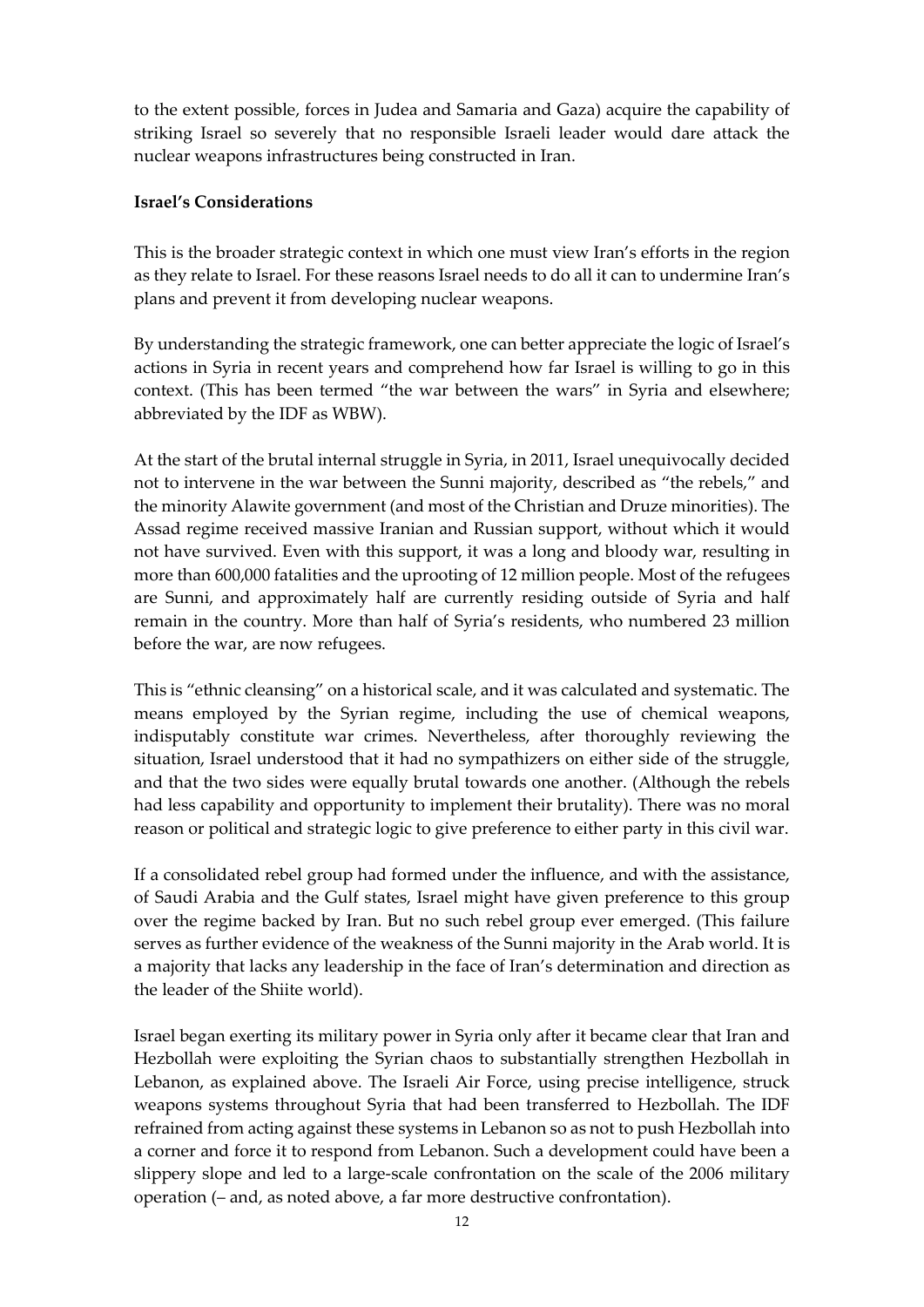to the extent possible, forces in Judea and Samaria and Gaza) acquire the capability of striking Israel so severely that no responsible Israeli leader would dare attack the nuclear weapons infrastructures being constructed in Iran.

**Israel's Considerations**

This is the broader strategic context in which one must view Iran's efforts in the region as they relate to Israel. For these reasons Israel needs to do all it can to undermine Iran's plans and prevent it from developing nuclear weapons.

By understanding the strategic framework, one can better appreciate the logic of Israel's actions in Syria in recent years and comprehend how far Israel is willing to go in this context. (This has been termed "the war between the wars" in Syria and elsewhere; abbreviated by the IDF as WBW).

At the start of the brutal internal struggle in Syria, in 2011, Israel unequivocally decided not to intervene in the war between the Sunni majority, described as "the rebels," and the minority Alawite government (and most of the Christian and Druze minorities). The Assad regime received massive Iranian and Russian support, without which it would not have survived. Even with this support, it was a long and bloody war, resulting in more than 600,000 fatalities and the uprooting of 12 million people. Most of the refugees are Sunni, and approximately half are currently residing outside of Syria and half remain in the country. More than half of Syria's residents, who numbered 23 million before the war, are now refugees.

This is "ethnic cleansing" on a historical scale, and it was calculated and systematic. The means employed by the Syrian regime, including the use of chemical weapons, indisputably constitute war crimes. Nevertheless, after thoroughly reviewing the situation, Israel understood that it had no sympathizers on either side of the struggle, and that the two sides were equally brutal towards one another. (Although the rebels had less capability and opportunity to implement their brutality). There was no moral reason or political and strategic logic to give preference to either party in this civil war.

If a consolidated rebel group had formed under the influence, and with the assistance, of Saudi Arabia and the Gulf states, Israel might have given preference to this group over the regime backed by Iran. But no such rebel group ever emerged. (This failure serves as further evidence of the weakness of the Sunni majority in the Arab world. It is a majority that lacks any leadership in the face of Iran's determination and direction as the leader of the Shiite world).

Israel began exerting its military power in Syria only after it became clear that Iran and Hezbollah were exploiting the Syrian chaos to substantially strengthen Hezbollah in Lebanon, as explained above. The Israeli Air Force, using precise intelligence, struck weapons systems throughout Syria that had been transferred to Hezbollah. The IDF refrained from acting against these systems in Lebanon so as not to push Hezbollah into a corner and force it to respond from Lebanon. Such a development could have been a slippery slope and led to a large-scale confrontation on the scale of the 2006 military operation (– and, as noted above, a far more destructive confrontation).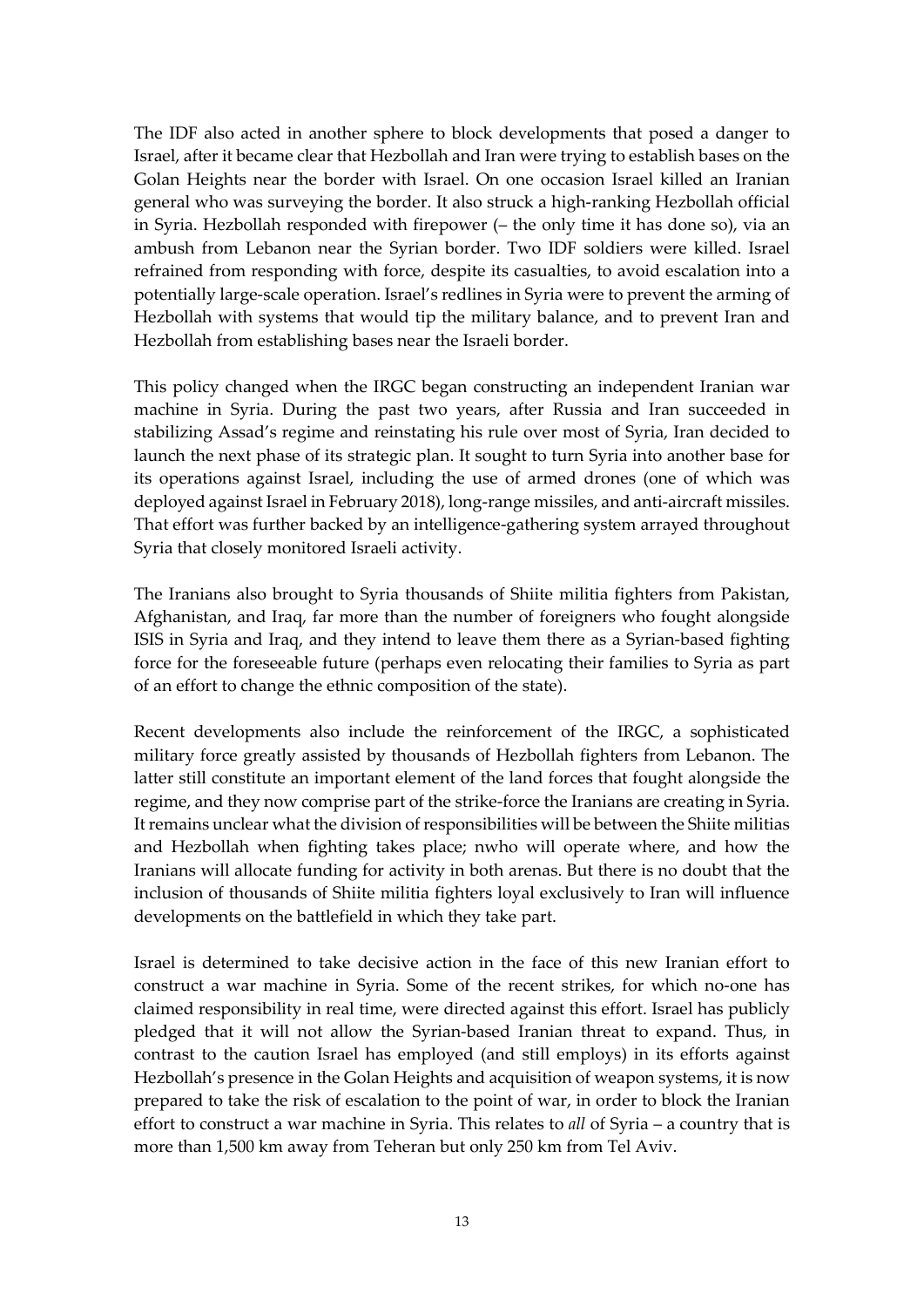The IDF also acted in another sphere to block developments that posed a danger to Israel, after it became clear that Hezbollah and Iran were trying to establish bases on the Golan Heights near the border with Israel. On one occasion Israel killed an Iranian general who was surveying the border. It also struck a high-ranking Hezbollah official in Syria. Hezbollah responded with firepower (– the only time it has done so), via an ambush from Lebanon near the Syrian border. Two IDF soldiers were killed. Israel refrained from responding with force, despite its casualties, to avoid escalation into a potentially large-scale operation. Israel's redlines in Syria were to prevent the arming of Hezbollah with systems that would tip the military balance, and to prevent Iran and Hezbollah from establishing bases near the Israeli border.

This policy changed when the IRGC began constructing an independent Iranian war machine in Syria. During the past two years, after Russia and Iran succeeded in stabilizing Assad's regime and reinstating his rule over most of Syria, Iran decided to launch the next phase of its strategic plan. It sought to turn Syria into another base for its operations against Israel, including the use of armed drones (one of which was deployed against Israel in February 2018), long-range missiles, and anti-aircraft missiles. That effort was further backed by an intelligence-gathering system arrayed throughout Syria that closely monitored Israeli activity.

The Iranians also brought to Syria thousands of Shiite militia fighters from Pakistan, Afghanistan, and Iraq, far more than the number of foreigners who fought alongside ISIS in Syria and Iraq, and they intend to leave them there as a Syrian-based fighting force for the foreseeable future (perhaps even relocating their families to Syria as part of an effort to change the ethnic composition of the state).

Recent developments also include the reinforcement of the IRGC, a sophisticated military force greatly assisted by thousands of Hezbollah fighters from Lebanon. The latter still constitute an important element of the land forces that fought alongside the regime, and they now comprise part of the strike-force the Iranians are creating in Syria. It remains unclear what the division of responsibilities will be between the Shiite militias and Hezbollah when fighting takes place; nwho will operate where, and how the Iranians will allocate funding for activity in both arenas. But there is no doubt that the inclusion of thousands of Shiite militia fighters loyal exclusively to Iran will influence developments on the battlefield in which they take part.

Israel is determined to take decisive action in the face of this new Iranian effort to construct a war machine in Syria. Some of the recent strikes, for which no-one has claimed responsibility in real time, were directed against this effort. Israel has publicly pledged that it will not allow the Syrian-based Iranian threat to expand. Thus, in contrast to the caution Israel has employed (and still employs) in its efforts against Hezbollah's presence in the Golan Heights and acquisition of weapon systems, it is now prepared to take the risk of escalation to the point of war, in order to block the Iranian effort to construct a war machine in Syria. This relates to *all* of Syria – a country that is more than 1,500 km away from Teheran but only 250 km from Tel Aviv.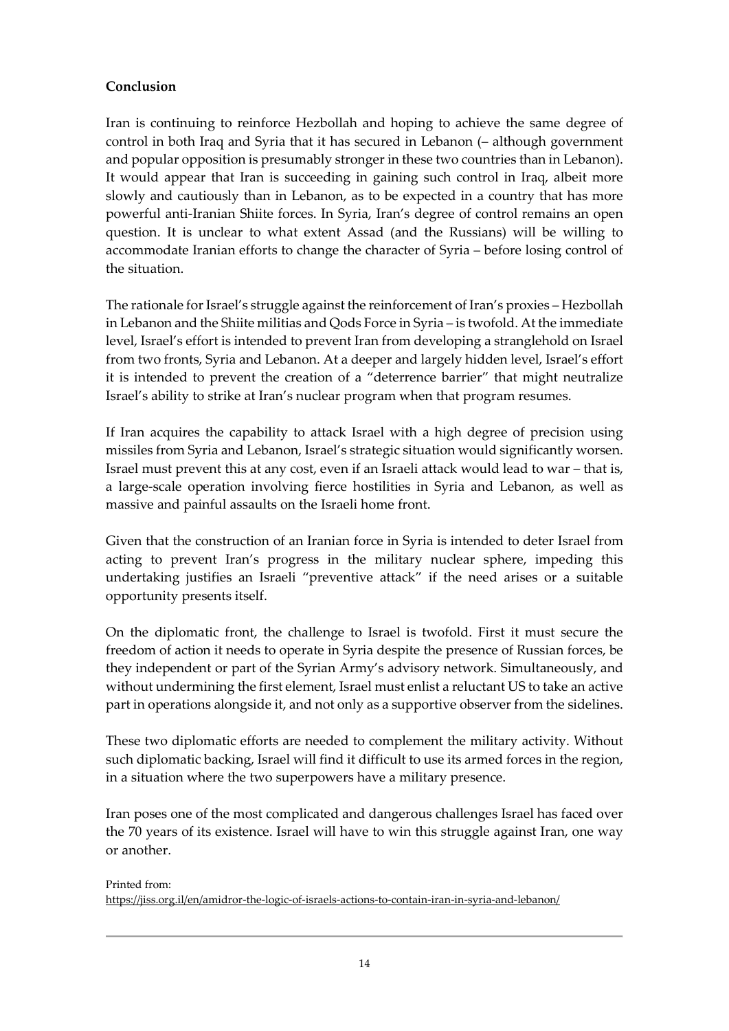**Conclusion**

Iran is continuing to reinforce Hezbollah and hoping to achieve the same degree of control in both Iraq and Syria that it has secured in Lebanon (– although government and popular opposition is presumably stronger in these two countries than in Lebanon). It would appear that Iran is succeeding in gaining such control in Iraq, albeit more slowly and cautiously than in Lebanon, as to be expected in a country that has more powerful anti-Iranian Shiite forces. In Syria, Iran's degree of control remains an open question. It is unclear to what extent Assad (and the Russians) will be willing to accommodate Iranian efforts to change the character of Syria – before losing control of the situation.

The rationale for Israel's struggle against the reinforcement of Iran's proxies – Hezbollah in Lebanon and the Shiite militias and Qods Force in Syria – is twofold. At the immediate level, Israel's effort is intended to prevent Iran from developing a stranglehold on Israel from two fronts, Syria and Lebanon. At a deeper and largely hidden level, Israel's effort it is intended to prevent the creation of a "deterrence barrier" that might neutralize Israel's ability to strike at Iran's nuclear program when that program resumes.

If Iran acquires the capability to attack Israel with a high degree of precision using missiles from Syria and Lebanon, Israel's strategic situation would significantly worsen. Israel must prevent this at any cost, even if an Israeli attack would lead to war – that is, a large-scale operation involving fierce hostilities in Syria and Lebanon, as well as massive and painful assaults on the Israeli home front.

Given that the construction of an Iranian force in Syria is intended to deter Israel from acting to prevent Iran's progress in the military nuclear sphere, impeding this undertaking justifies an Israeli "preventive attack" if the need arises or a suitable opportunity presents itself.

On the diplomatic front, the challenge to Israel is twofold. First it must secure the freedom of action it needs to operate in Syria despite the presence of Russian forces, be they independent or part of the Syrian Army's advisory network. Simultaneously, and without undermining the first element, Israel must enlist a reluctant US to take an active part in operations alongside it, and not only as a supportive observer from the sidelines.

These two diplomatic efforts are needed to complement the military activity. Without such diplomatic backing, Israel will find it difficult to use its armed forces in the region, in a situation where the two superpowers have a military presence.

Iran poses one of the most complicated and dangerous challenges Israel has faced over the 70 years of its existence. Israel will have to win this struggle against Iran, one way or another.

Printed from:
https://jiss.org.il/en/amidror-the-logic-of-israels-actions-to-contain-iran-in-syria-and-lebanon/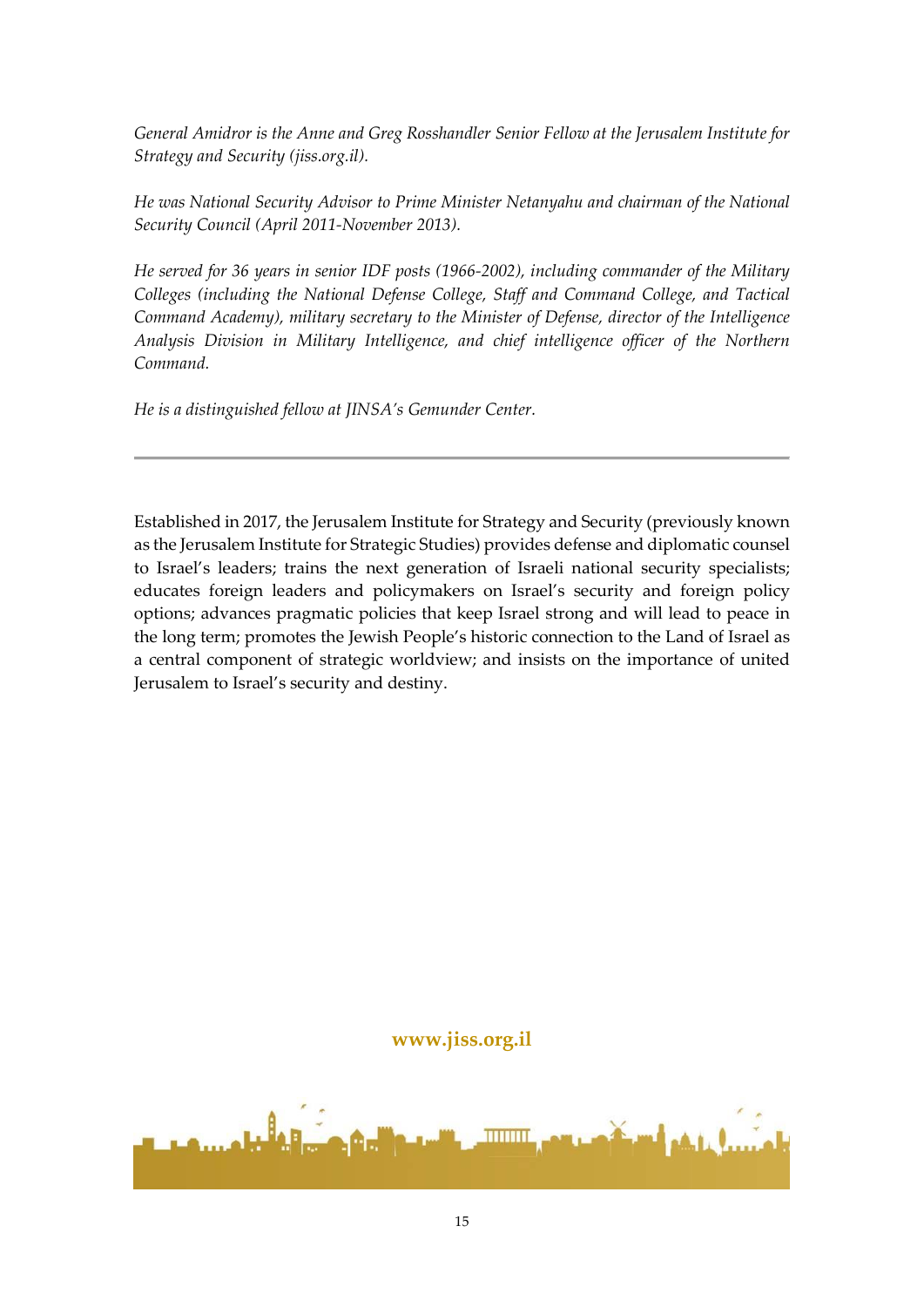*General Amidror is the Anne and Greg Rosshandler Senior Fellow at the Jerusalem Institute for Strategy and Security (jiss.org.il).*

*He was National Security Advisor to Prime Minister Netanyahu and chairman of the National Security Council (April 2011-November 2013).*

*He served for 36 years in senior IDF posts (1966-2002), including commander of the Military Colleges (including the National Defense College, Staff and Command College, and Tactical Command Academy), military secretary to the Minister of Defense, director of the Intelligence Analysis Division in Military Intelligence, and chief intelligence officer of the Northern Command.*

*He is a distinguished fellow at JINSA's Gemunder Center.*

---

Established in 2017, the Jerusalem Institute for Strategy and Security (previously known as the Jerusalem Institute for Strategic Studies) provides defense and diplomatic counsel to Israel's leaders; trains the next generation of Israeli national security specialists; educates foreign leaders and policymakers on Israel's security and foreign policy options; advances pragmatic policies that keep Israel strong and will lead to peace in the long term; promotes the Jewish People's historic connection to the Land of Israel as a central component of strategic worldview; and insists on the importance of united Jerusalem to Israel's security and destiny.

**www.jiss.org.il**